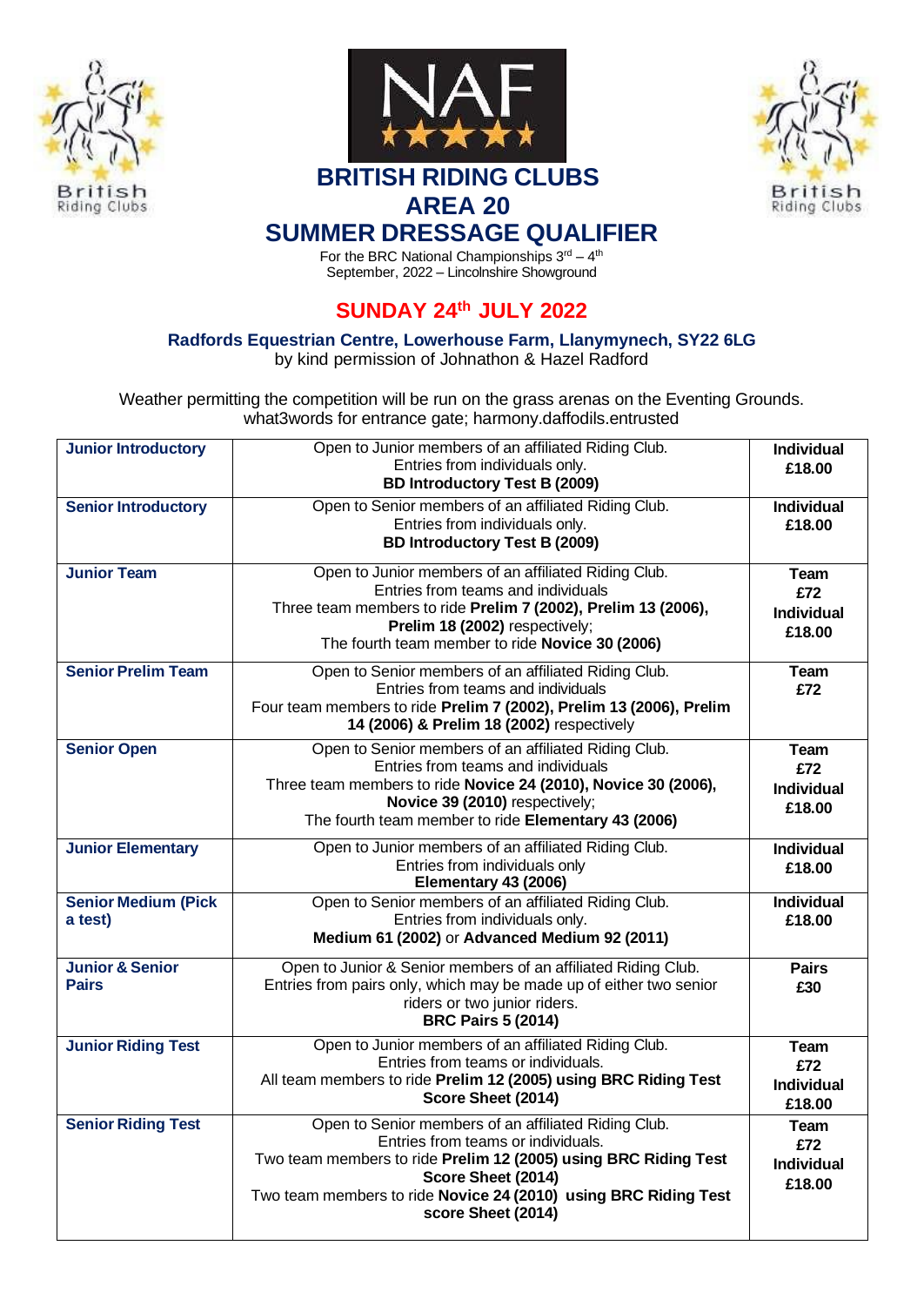# BRITISH RIDING CLUBS
# AREA 20
# SUMMER DRESSAGE QUALIFIER

For the BRC National Championships 3rd – 4th September, 2022 – Lincolnshire Showground

## SUNDAY 24th JULY 2022

**Radfords Equestrian Centre, Lowerhouse Farm, Llanymynech, SY22 6LG**
by kind permission of Johnathon & Hazel Radford

Weather permitting the competition will be run on the grass arenas on the Eventing Grounds.
what3words for entrance gate; harmony.daffodils.entrusted

| Class | Details | Entry |
|---|---|---|
| **Junior Introductory** | Open to Junior members of an affiliated Riding Club.<br>Entries from individuals only.<br>**BD Introductory Test B (2009)** | **Individual £18.00** |
| **Senior Introductory** | Open to Senior members of an affiliated Riding Club.<br>Entries from individuals only.<br>**BD Introductory Test B (2009)** | **Individual £18.00** |
| **Junior Team** | Open to Junior members of an affiliated Riding Club.<br>Entries from teams and individuals<br>Three team members to ride **Prelim 7 (2002), Prelim 13 (2006), Prelim 18 (2002)** respectively;<br>The fourth team member to ride **Novice 30 (2006)** | **Team £72**<br>**Individual £18.00** |
| **Senior Prelim Team** | Open to Senior members of an affiliated Riding Club.<br>Entries from teams and individuals<br>Four team members to ride **Prelim 7 (2002), Prelim 13 (2006), Prelim 14 (2006) & Prelim 18 (2002)** respectively | **Team £72** |
| **Senior Open** | Open to Senior members of an affiliated Riding Club.<br>Entries from teams and individuals<br>Three team members to ride **Novice 24 (2010), Novice 30 (2006), Novice 39 (2010)** respectively;<br>The fourth team member to ride **Elementary 43 (2006)** | **Team £72**<br>**Individual £18.00** |
| **Junior Elementary** | Open to Junior members of an affiliated Riding Club.<br>Entries from individuals only<br>**Elementary 43 (2006)** | **Individual £18.00** |
| **Senior Medium (Pick a test)** | Open to Senior members of an affiliated Riding Club.<br>Entries from individuals only.<br>**Medium 61 (2002)** or **Advanced Medium 92 (2011)** | **Individual £18.00** |
| **Junior & Senior Pairs** | Open to Junior & Senior members of an affiliated Riding Club.<br>Entries from pairs only, which may be made up of either two senior riders or two junior riders.<br>**BRC Pairs 5 (2014)** | **Pairs £30** |
| **Junior Riding Test** | Open to Junior members of an affiliated Riding Club.<br>Entries from teams or individuals.<br>All team members to ride **Prelim 12 (2005) using BRC Riding Test Score Sheet (2014)** | **Team £72**<br>**Individual £18.00** |
| **Senior Riding Test** | Open to Senior members of an affiliated Riding Club.<br>Entries from teams or individuals.<br>Two team members to ride **Prelim 12 (2005) using BRC Riding Test Score Sheet (2014)**<br>Two team members to ride **Novice 24 (2010) using BRC Riding Test score Sheet (2014)** | **Team £72**<br>**Individual £18.00** |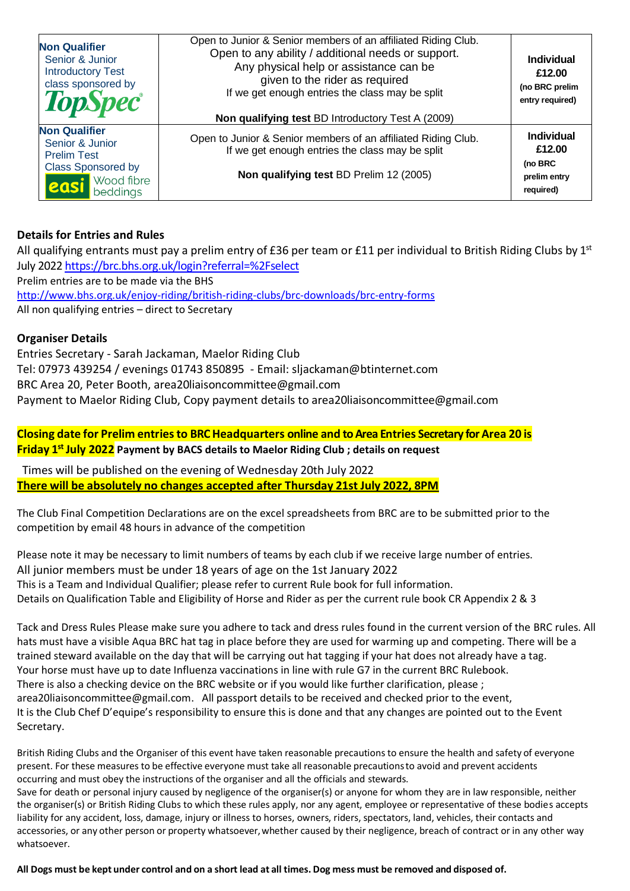| | | |
|---|---|---|
| **Non Qualifier** Senior & Junior Introductory Test class sponsored by TopSpec | Open to Junior & Senior members of an affiliated Riding Club. Open to any ability / additional needs or support. Any physical help or assistance can be given to the rider as required. If we get enough entries the class may be split<br><br>**Non qualifying test** BD Introductory Test A (2009) | **Individual £12.00** **(no BRC prelim entry required)** |
| **Non Qualifier** Senior & Junior Prelim Test Class Sponsored by easi Wood fibre beddings | Open to Junior & Senior members of an affiliated Riding Club. If we get enough entries the class may be split<br><br>**Non qualifying test** BD Prelim 12 (2005) | **Individual £12.00** **(no BRC prelim entry required)** |

**Details for Entries and Rules**

All qualifying entrants must pay a prelim entry of £36 per team or £11 per individual to British Riding Clubs by 1st July 2022 https://brc.bhs.org.uk/login?referral=%2Fselect

Prelim entries are to be made via the BHS
http://www.bhs.org.uk/enjoy-riding/british-riding-clubs/brc-downloads/brc-entry-forms

All non qualifying entries – direct to Secretary

**Organiser Details**

Entries Secretary - Sarah Jackaman, Maelor Riding Club
Tel: 07973 439254 / evenings 01743 850895 - Email: sljackaman@btinternet.com
BRC Area 20, Peter Booth, area20liaisoncommittee@gmail.com
Payment to Maelor Riding Club, Copy payment details to area20liaisoncommittee@gmail.com

**Closing date for Prelim entries to BRC Headquarters online and to Area Entries Secretary for Area 20 is Friday 1st July 2022** **Payment by BACS details to Maelor Riding Club ; details on request**

Times will be published on the evening of Wednesday 20th July 2022
**There will be absolutely no changes accepted after Thursday 21st July 2022, 8PM**

The Club Final Competition Declarations are on the excel spreadsheets from BRC are to be submitted prior to the competition by email 48 hours in advance of the competition

Please note it may be necessary to limit numbers of teams by each club if we receive large number of entries.
All junior members must be under 18 years of age on the 1st January 2022
This is a Team and Individual Qualifier; please refer to current Rule book for full information.
Details on Qualification Table and Eligibility of Horse and Rider as per the current rule book CR Appendix 2 & 3

Tack and Dress Rules Please make sure you adhere to tack and dress rules found in the current version of the BRC rules. All hats must have a visible Aqua BRC hat tag in place before they are used for warming up and competing. There will be a trained steward available on the day that will be carrying out hat tagging if your hat does not already have a tag.
Your horse must have up to date Influenza vaccinations in line with rule G7 in the current BRC Rulebook.
There is also a checking device on the BRC website or if you would like further clarification, please ; area20liaisoncommittee@gmail.com. All passport details to be received and checked prior to the event,
It is the Club Chef D'equipe's responsibility to ensure this is done and that any changes are pointed out to the Event Secretary.

British Riding Clubs and the Organiser of this event have taken reasonable precautions to ensure the health and safety of everyone present. For these measures to be effective everyone must take all reasonable precautions to avoid and prevent accidents occurring and must obey the instructions of the organiser and all the officials and stewards.
Save for death or personal injury caused by negligence of the organiser(s) or anyone for whom they are in law responsible, neither the organiser(s) or British Riding Clubs to which these rules apply, nor any agent, employee or representative of these bodies accepts liability for any accident, loss, damage, injury or illness to horses, owners, riders, spectators, land, vehicles, their contacts and accessories, or any other person or property whatsoever, whether caused by their negligence, breach of contract or in any other way whatsoever.

**All Dogs must be kept under control and on a short lead at all times. Dog mess must be removed and disposed of.**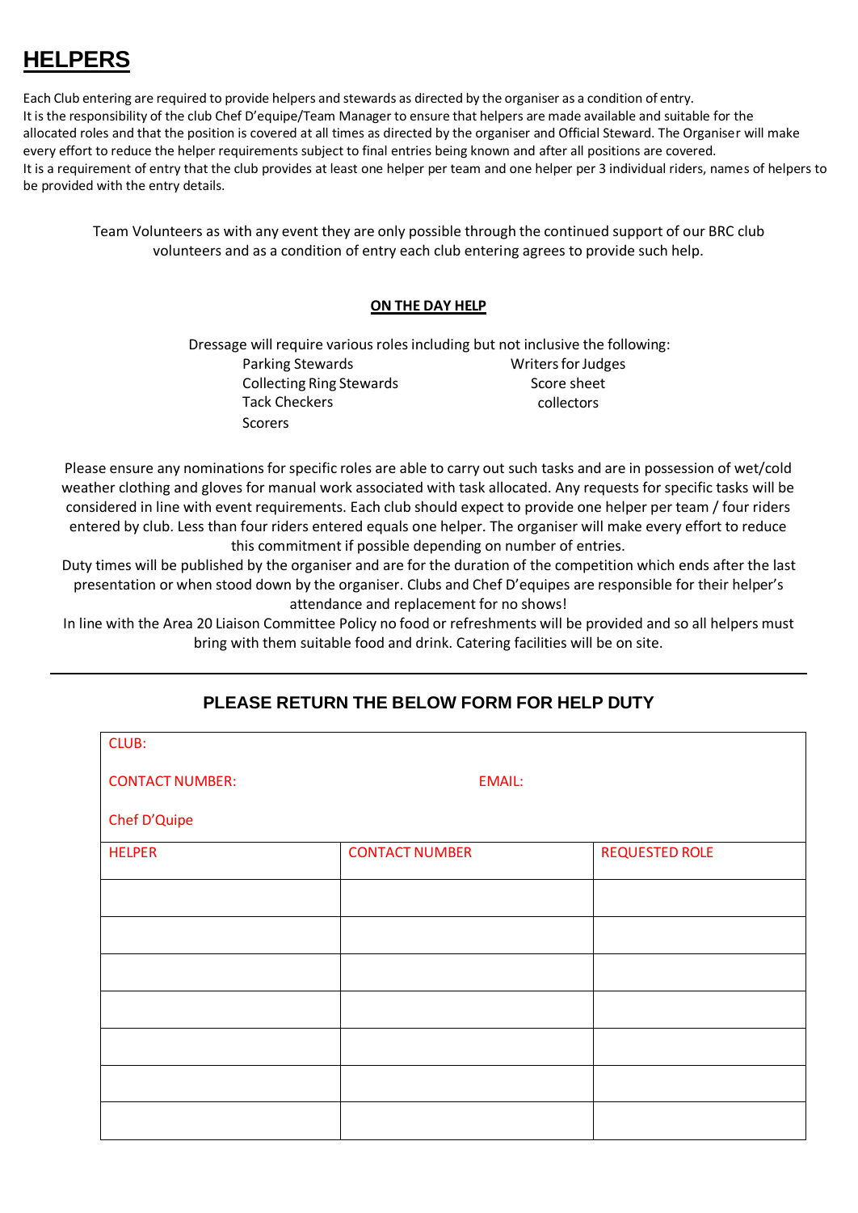# HELPERS

Each Club entering are required to provide helpers and stewards as directed by the organiser as a condition of entry.
It is the responsibility of the club Chef D'equipe/Team Manager to ensure that helpers are made available and suitable for the allocated roles and that the position is covered at all times as directed by the organiser and Official Steward. The Organiser will make every effort to reduce the helper requirements subject to final entries being known and after all positions are covered.
It is a requirement of entry that the club provides at least one helper per team and one helper per 3 individual riders, names of helpers to be provided with the entry details.

Team Volunteers as with any event they are only possible through the continued support of our BRC club volunteers and as a condition of entry each club entering agrees to provide such help.

**ON THE DAY HELP**

Dressage will require various roles including but not inclusive the following:

- Parking Stewards
- Collecting Ring Stewards
- Tack Checkers
- Scorers
- Writers for Judges
- Score sheet collectors

Please ensure any nominations for specific roles are able to carry out such tasks and are in possession of wet/cold weather clothing and gloves for manual work associated with task allocated. Any requests for specific tasks will be considered in line with event requirements. Each club should expect to provide one helper per team / four riders entered by club. Less than four riders entered equals one helper. The organiser will make every effort to reduce this commitment if possible depending on number of entries.
Duty times will be published by the organiser and are for the duration of the competition which ends after the last presentation or when stood down by the organiser. Clubs and Chef D'equipes are responsible for their helper's attendance and replacement for no shows!
In line with the Area 20 Liaison Committee Policy no food or refreshments will be provided and so all helpers must bring with them suitable food and drink. Catering facilities will be on site.

---

## PLEASE RETURN THE BELOW FORM FOR HELP DUTY

CLUB:

CONTACT NUMBER: EMAIL:

Chef D'Quipe

| HELPER | CONTACT NUMBER | REQUESTED ROLE |
|---|---|---|
| | | |
| | | |
| | | |
| | | |
| | | |
| | | |
| | | |